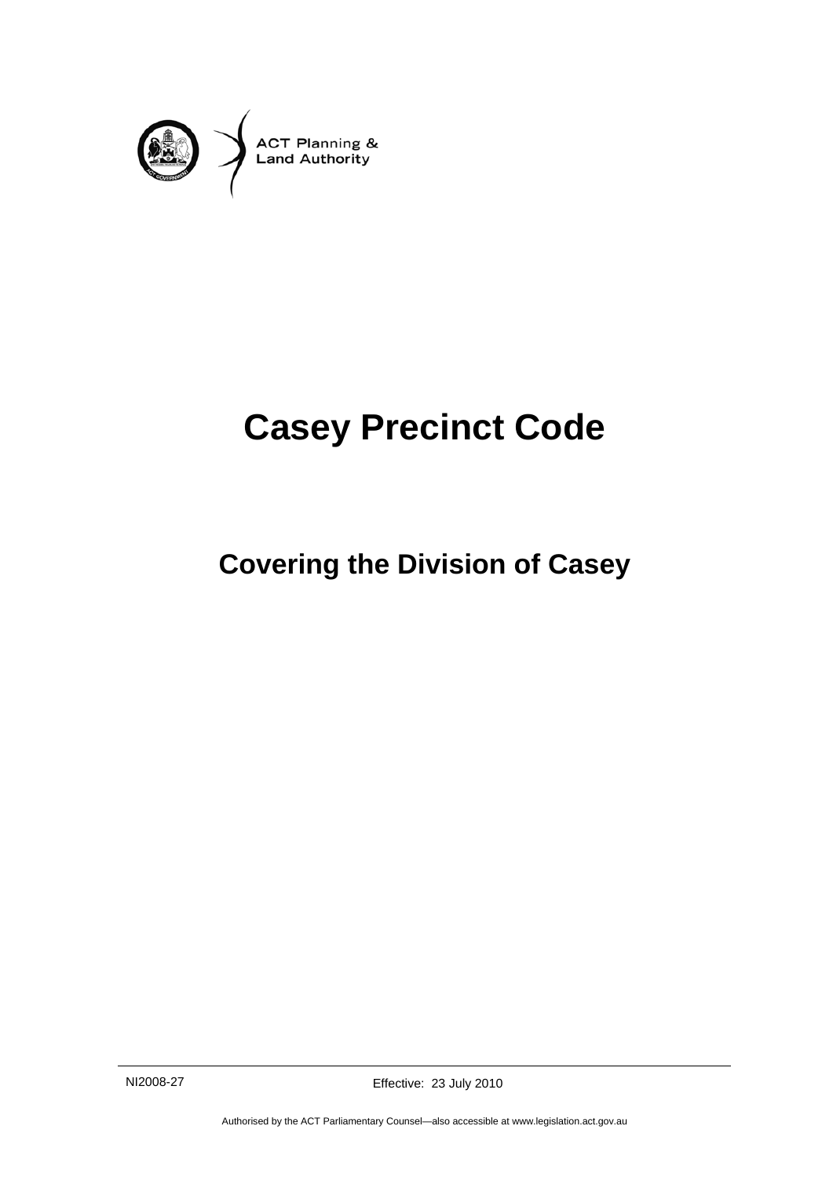ACT Planning & Land Authority

# Casey Precinct Code

## Covering the Division of Casey

NI2008-27

Effective: 23 July 2010

Authorised by the ACT Parliamentary Counsel—also accessible at www.legislation.act.gov.au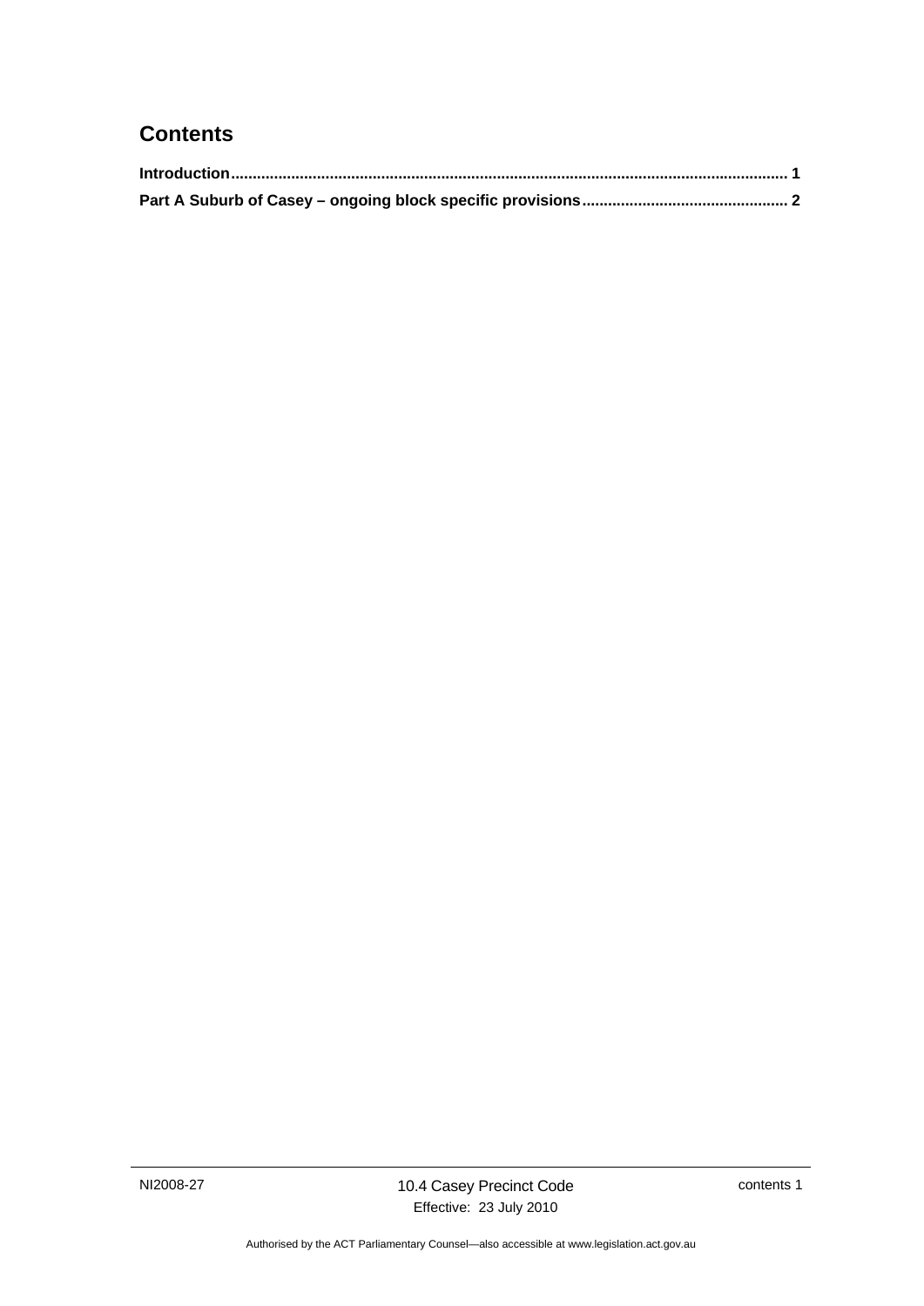## Contents

**Introduction................................................................................................................................ 1**

**Part A Suburb of Casey – ongoing block specific provisions................................................ 2**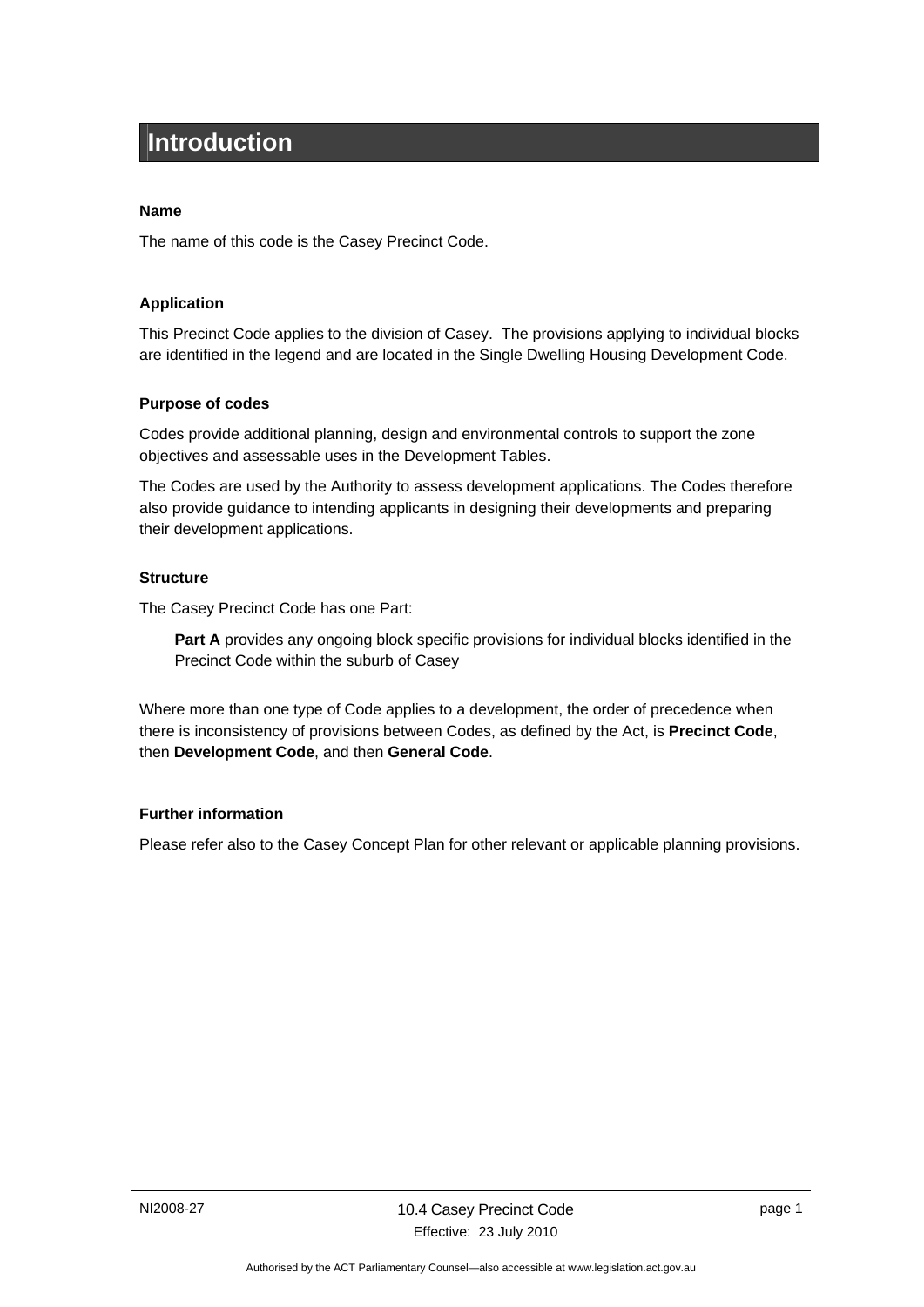# Introduction

**Name**

The name of this code is the Casey Precinct Code.

**Application**

This Precinct Code applies to the division of Casey. The provisions applying to individual blocks are identified in the legend and are located in the Single Dwelling Housing Development Code.

**Purpose of codes**

Codes provide additional planning, design and environmental controls to support the zone objectives and assessable uses in the Development Tables.

The Codes are used by the Authority to assess development applications. The Codes therefore also provide guidance to intending applicants in designing their developments and preparing their development applications.

**Structure**

The Casey Precinct Code has one Part:

> **Part A** provides any ongoing block specific provisions for individual blocks identified in the Precinct Code within the suburb of Casey

Where more than one type of Code applies to a development, the order of precedence when there is inconsistency of provisions between Codes, as defined by the Act, is **Precinct Code**, then **Development Code**, and then **General Code**.

**Further information**

Please refer also to the Casey Concept Plan for other relevant or applicable planning provisions.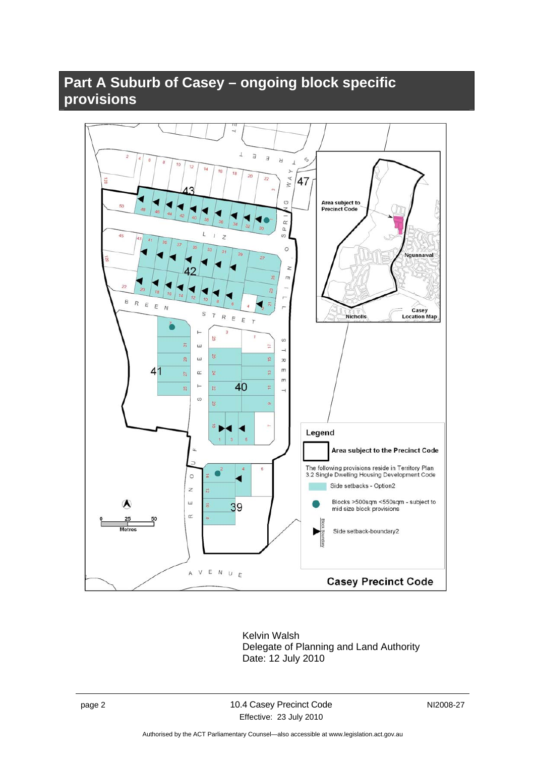## Part A Suburb of Casey – ongoing block specific provisions

Casey Precinct Code

Legend

Area subject to the Precinct Code

The following provisions reside in Territory Plan 3.2 Single Dwelling Housing Development Code

Side setbacks - Option2

Blocks >500sqm <550sqm - subject to mid size block provisions

Side setback-boundary2

Area subject to Precinct Code

Ngunnawal

Nicholls

Casey Location Map

0 25 50

Metres

Kelvin Walsh
Delegate of Planning and Land Authority
Date: 12 July 2010